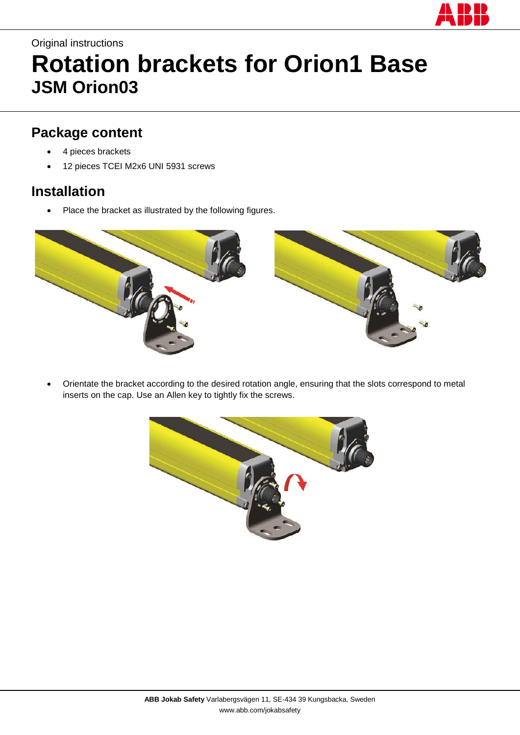Original instructions

# Rotation brackets for Orion1 Base

## JSM Orion03

## Package content

- 4 pieces brackets
- 12 pieces TCEI M2x6 UNI 5931 screws

## Installation

- Place the bracket as illustrated by the following figures.

- Orientate the bracket according to the desired rotation angle, ensuring that the slots correspond to metal inserts on the cap. Use an Allen key to tightly fix the screws.

**ABB Jokab Safety** Varlabergsvägen 11, SE-434 39 Kungsbacka, Sweden
www.abb.com/jokabsafety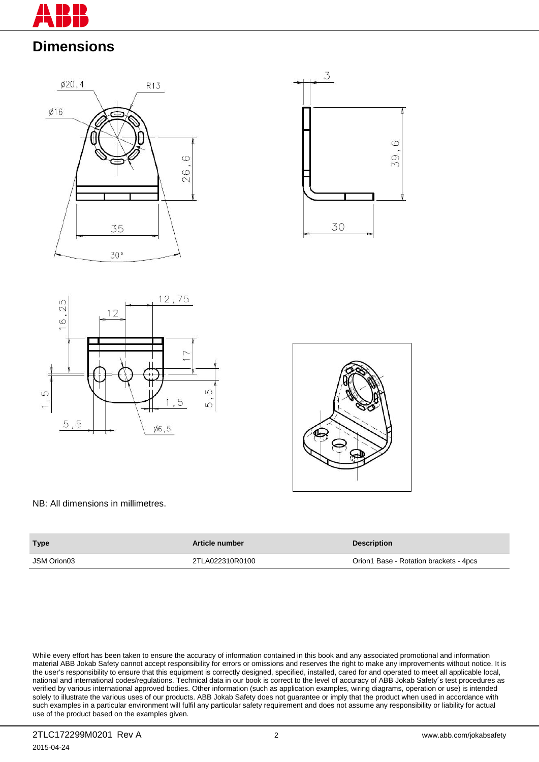# Dimensions

Ø20,4
R13
Ø16
26,6
35
30°

3
39,6
30

12,75
12
16,25
17
1,5
5,5
1,5
5,5
Ø6,5

NB: All dimensions in millimetres.

| Type | Article number | Description |
|---|---|---|
| JSM Orion03 | 2TLA022310R0100 | Orion1 Base - Rotation brackets - 4pcs |

While every effort has been taken to ensure the accuracy of information contained in this book and any associated promotional and information material ABB Jokab Safety cannot accept responsibility for errors or omissions and reserves the right to make any improvements without notice. It is the user's responsibility to ensure that this equipment is correctly designed, specified, installed, cared for and operated to meet all applicable local, national and international codes/regulations. Technical data in our book is correct to the level of accuracy of ABB Jokab Safety´s test procedures as verified by various international approved bodies. Other information (such as application examples, wiring diagrams, operation or use) is intended solely to illustrate the various uses of our products. ABB Jokab Safety does not guarantee or imply that the product when used in accordance with such examples in a particular environment will fulfil any particular safety requirement and does not assume any responsibility or liability for actual use of the product based on the examples given.

2TLC172299M0201 Rev A
2015-04-24
www.abb.com/jokabsafety